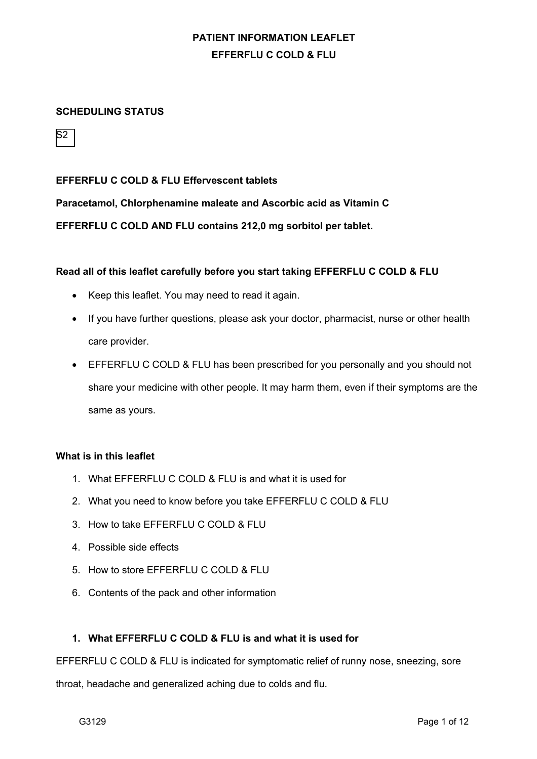# PATIENT INFORMATION LEAFLET

# EFFERFLU C COLD & FLU

**SCHEDULING STATUS**

S2

**EFFERFLU C COLD & FLU Effervescent tablets**

**Paracetamol, Chlorphenamine maleate and Ascorbic acid as Vitamin C**

**EFFERFLU C COLD AND FLU contains 212,0 mg sorbitol per tablet.**

**Read all of this leaflet carefully before you start taking EFFERFLU C COLD & FLU**

- Keep this leaflet. You may need to read it again.
- If you have further questions, please ask your doctor, pharmacist, nurse or other health care provider.
- EFFERFLU C COLD & FLU has been prescribed for you personally and you should not share your medicine with other people. It may harm them, even if their symptoms are the same as yours.

**What is in this leaflet**

1. What EFFERFLU C COLD & FLU is and what it is used for
2. What you need to know before you take EFFERFLU C COLD & FLU
3. How to take EFFERFLU C COLD & FLU
4. Possible side effects
5. How to store EFFERFLU C COLD & FLU
6. Contents of the pack and other information

## 1. What EFFERFLU C COLD & FLU is and what it is used for

EFFERFLU C COLD & FLU is indicated for symptomatic relief of runny nose, sneezing, sore throat, headache and generalized aching due to colds and flu.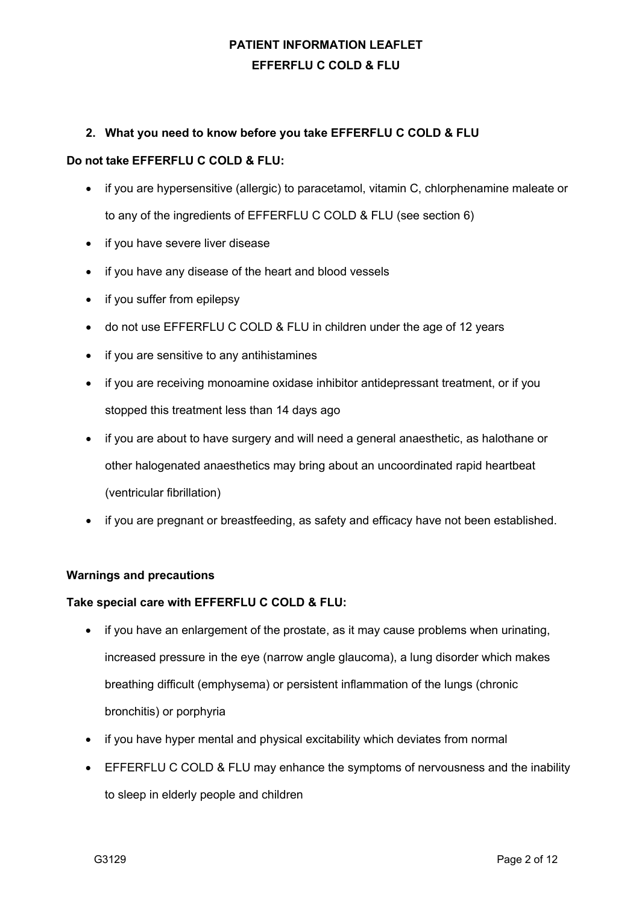## 2. What you need to know before you take EFFERFLU C COLD & FLU

**Do not take EFFERFLU C COLD & FLU:**

- if you are hypersensitive (allergic) to paracetamol, vitamin C, chlorphenamine maleate or to any of the ingredients of EFFERFLU C COLD & FLU (see section 6)
- if you have severe liver disease
- if you have any disease of the heart and blood vessels
- if you suffer from epilepsy
- do not use EFFERFLU C COLD & FLU in children under the age of 12 years
- if you are sensitive to any antihistamines
- if you are receiving monoamine oxidase inhibitor antidepressant treatment, or if you stopped this treatment less than 14 days ago
- if you are about to have surgery and will need a general anaesthetic, as halothane or other halogenated anaesthetics may bring about an uncoordinated rapid heartbeat (ventricular fibrillation)
- if you are pregnant or breastfeeding, as safety and efficacy have not been established.

**Warnings and precautions**

**Take special care with EFFERFLU C COLD & FLU:**

- if you have an enlargement of the prostate, as it may cause problems when urinating, increased pressure in the eye (narrow angle glaucoma), a lung disorder which makes breathing difficult (emphysema) or persistent inflammation of the lungs (chronic bronchitis) or porphyria
- if you have hyper mental and physical excitability which deviates from normal
- EFFERFLU C COLD & FLU may enhance the symptoms of nervousness and the inability to sleep in elderly people and children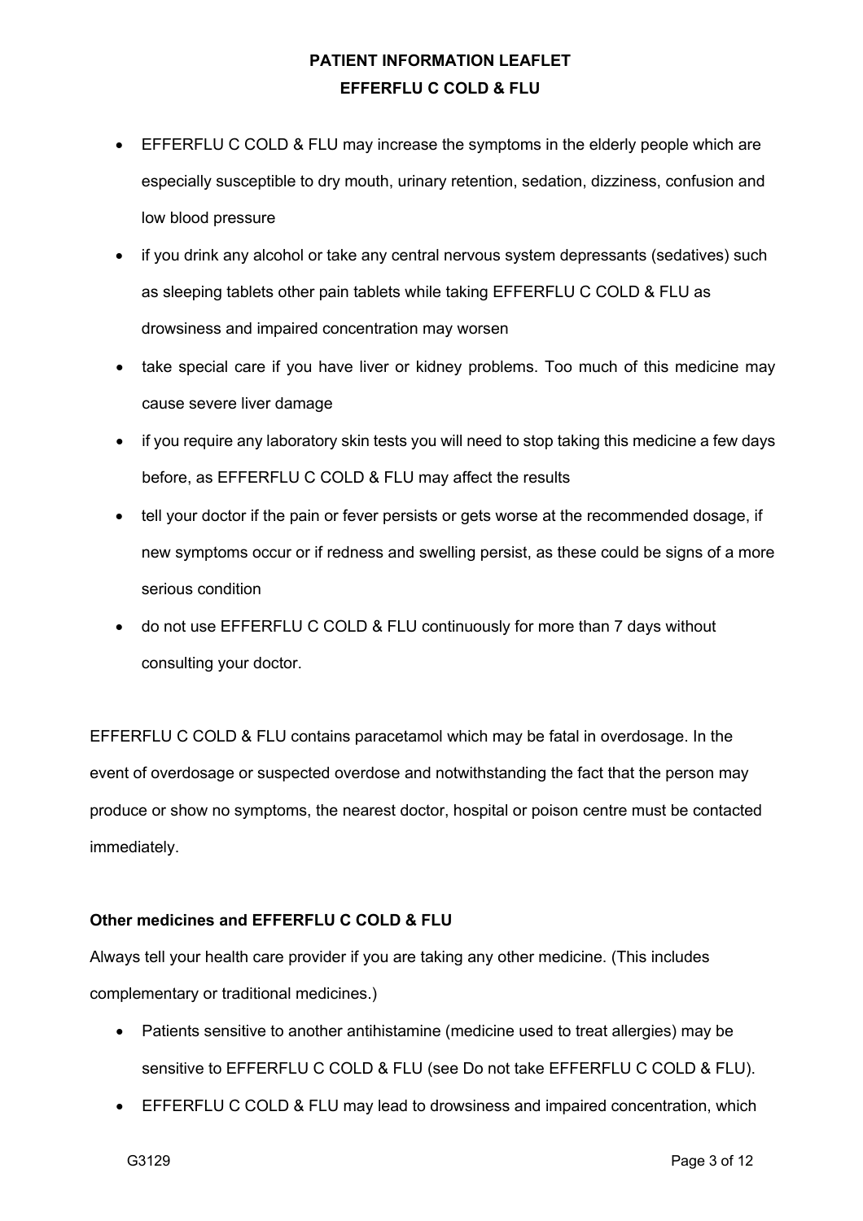- EFFERFLU C COLD & FLU may increase the symptoms in the elderly people which are especially susceptible to dry mouth, urinary retention, sedation, dizziness, confusion and low blood pressure
- if you drink any alcohol or take any central nervous system depressants (sedatives) such as sleeping tablets other pain tablets while taking EFFERFLU C COLD & FLU as drowsiness and impaired concentration may worsen
- take special care if you have liver or kidney problems. Too much of this medicine may cause severe liver damage
- if you require any laboratory skin tests you will need to stop taking this medicine a few days before, as EFFERFLU C COLD & FLU may affect the results
- tell your doctor if the pain or fever persists or gets worse at the recommended dosage, if new symptoms occur or if redness and swelling persist, as these could be signs of a more serious condition
- do not use EFFERFLU C COLD & FLU continuously for more than 7 days without consulting your doctor.

EFFERFLU C COLD & FLU contains paracetamol which may be fatal in overdosage. In the event of overdosage or suspected overdose and notwithstanding the fact that the person may produce or show no symptoms, the nearest doctor, hospital or poison centre must be contacted immediately.

**Other medicines and EFFERFLU C COLD & FLU**

Always tell your health care provider if you are taking any other medicine. (This includes complementary or traditional medicines.)

- Patients sensitive to another antihistamine (medicine used to treat allergies) may be sensitive to EFFERFLU C COLD & FLU (see Do not take EFFERFLU C COLD & FLU).
- EFFERFLU C COLD & FLU may lead to drowsiness and impaired concentration, which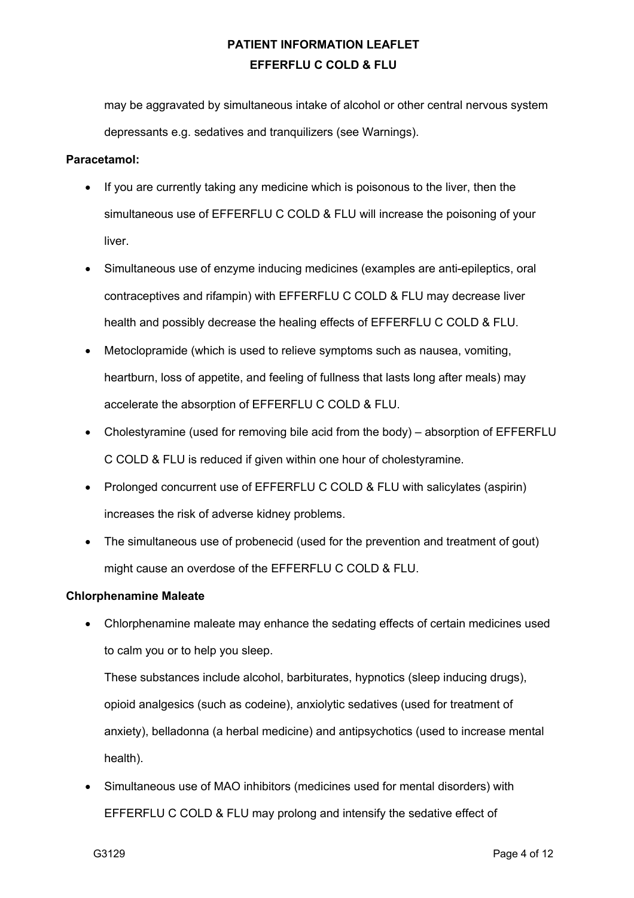may be aggravated by simultaneous intake of alcohol or other central nervous system depressants e.g. sedatives and tranquilizers (see Warnings).

**Paracetamol:**

- If you are currently taking any medicine which is poisonous to the liver, then the simultaneous use of EFFERFLU C COLD & FLU will increase the poisoning of your liver.
- Simultaneous use of enzyme inducing medicines (examples are anti-epileptics, oral contraceptives and rifampin) with EFFERFLU C COLD & FLU may decrease liver health and possibly decrease the healing effects of EFFERFLU C COLD & FLU.
- Metoclopramide (which is used to relieve symptoms such as nausea, vomiting, heartburn, loss of appetite, and feeling of fullness that lasts long after meals) may accelerate the absorption of EFFERFLU C COLD & FLU.
- Cholestyramine (used for removing bile acid from the body) – absorption of EFFERFLU C COLD & FLU is reduced if given within one hour of cholestyramine.
- Prolonged concurrent use of EFFERFLU C COLD & FLU with salicylates (aspirin) increases the risk of adverse kidney problems.
- The simultaneous use of probenecid (used for the prevention and treatment of gout) might cause an overdose of the EFFERFLU C COLD & FLU.

**Chlorphenamine Maleate**

- Chlorphenamine maleate may enhance the sedating effects of certain medicines used to calm you or to help you sleep.

  These substances include alcohol, barbiturates, hypnotics (sleep inducing drugs), opioid analgesics (such as codeine), anxiolytic sedatives (used for treatment of anxiety), belladonna (a herbal medicine) and antipsychotics (used to increase mental health).
- Simultaneous use of MAO inhibitors (medicines used for mental disorders) with EFFERFLU C COLD & FLU may prolong and intensify the sedative effect of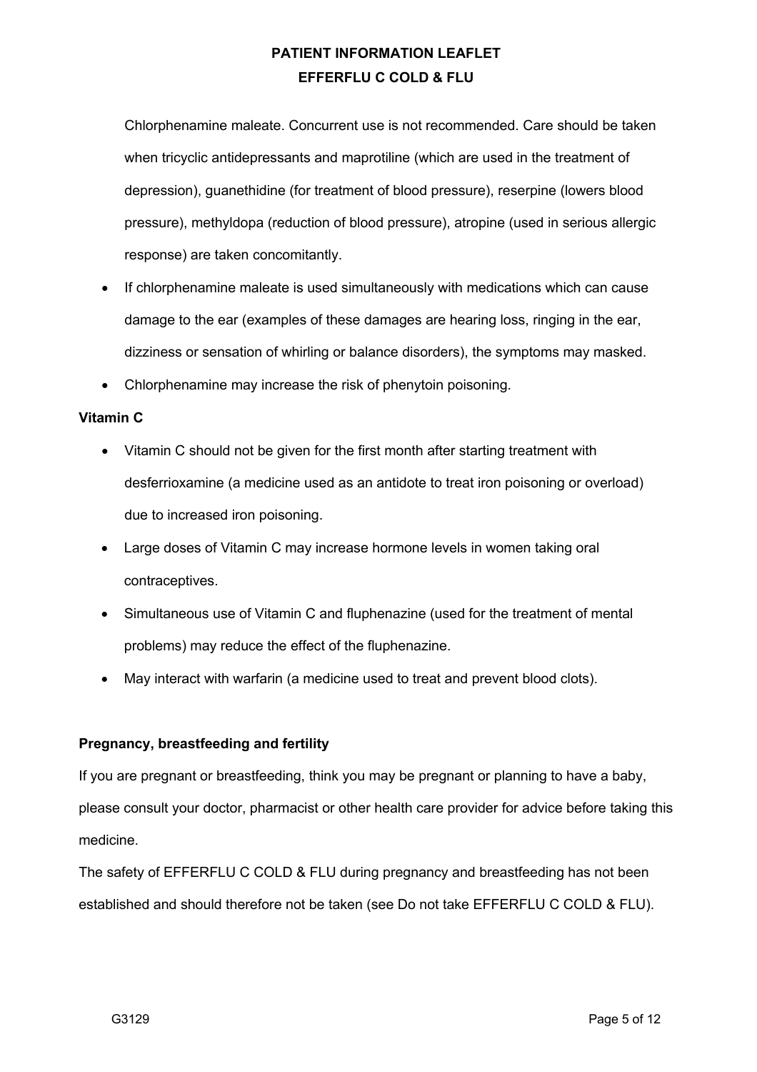Chlorphenamine maleate. Concurrent use is not recommended. Care should be taken when tricyclic antidepressants and maprotiline (which are used in the treatment of depression), guanethidine (for treatment of blood pressure), reserpine (lowers blood pressure), methyldopa (reduction of blood pressure), atropine (used in serious allergic response) are taken concomitantly.

- If chlorphenamine maleate is used simultaneously with medications which can cause damage to the ear (examples of these damages are hearing loss, ringing in the ear, dizziness or sensation of whirling or balance disorders), the symptoms may masked.
- Chlorphenamine may increase the risk of phenytoin poisoning.

**Vitamin C**

- Vitamin C should not be given for the first month after starting treatment with desferrioxamine (a medicine used as an antidote to treat iron poisoning or overload) due to increased iron poisoning.
- Large doses of Vitamin C may increase hormone levels in women taking oral contraceptives.
- Simultaneous use of Vitamin C and fluphenazine (used for the treatment of mental problems) may reduce the effect of the fluphenazine.
- May interact with warfarin (a medicine used to treat and prevent blood clots).

**Pregnancy, breastfeeding and fertility**

If you are pregnant or breastfeeding, think you may be pregnant or planning to have a baby, please consult your doctor, pharmacist or other health care provider for advice before taking this medicine.

The safety of EFFERFLU C COLD & FLU during pregnancy and breastfeeding has not been established and should therefore not be taken (see Do not take EFFERFLU C COLD & FLU).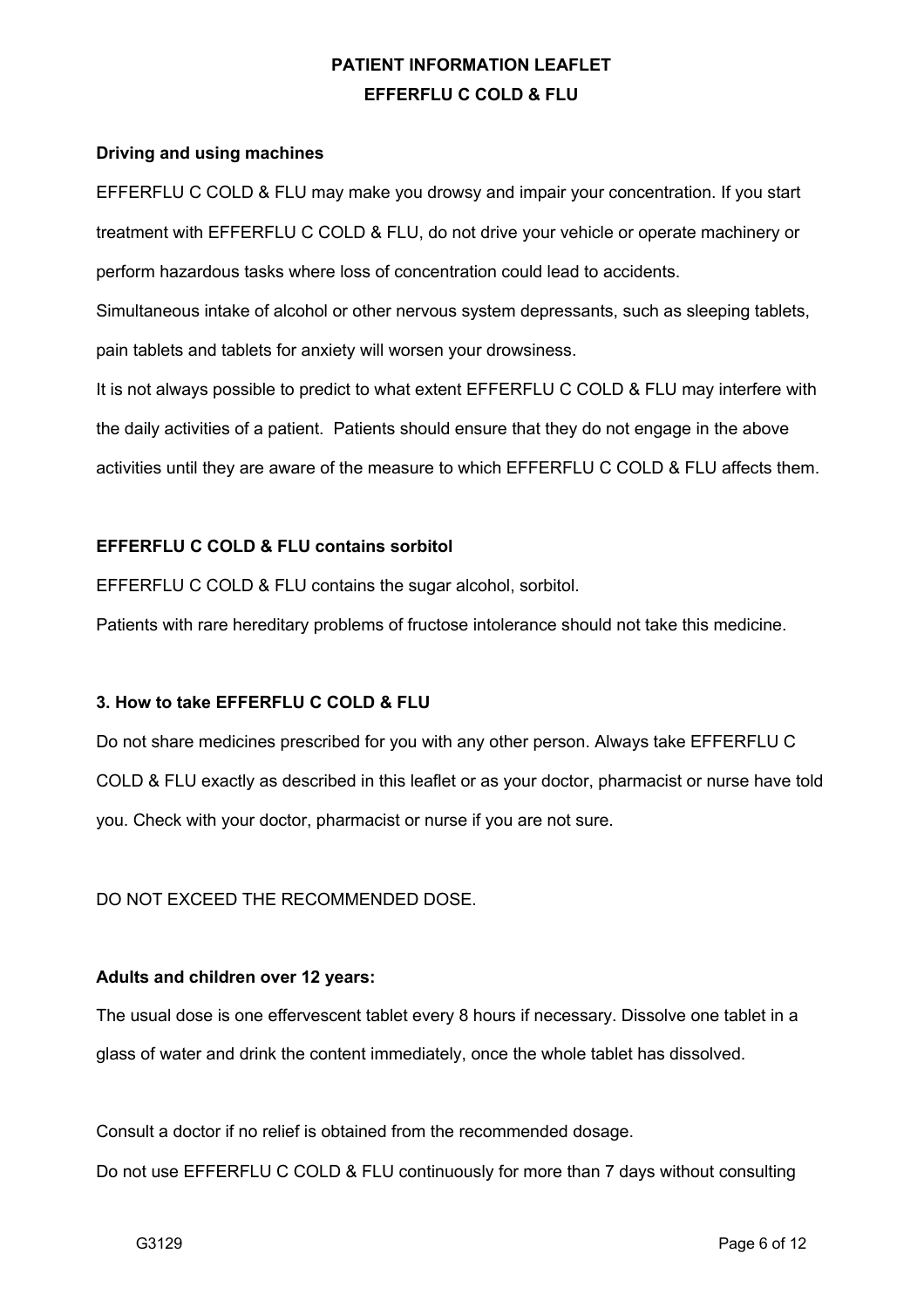**Driving and using machines**

EFFERFLU C COLD & FLU may make you drowsy and impair your concentration. If you start treatment with EFFERFLU C COLD & FLU, do not drive your vehicle or operate machinery or perform hazardous tasks where loss of concentration could lead to accidents.

Simultaneous intake of alcohol or other nervous system depressants, such as sleeping tablets, pain tablets and tablets for anxiety will worsen your drowsiness.

It is not always possible to predict to what extent EFFERFLU C COLD & FLU may interfere with the daily activities of a patient. Patients should ensure that they do not engage in the above activities until they are aware of the measure to which EFFERFLU C COLD & FLU affects them.

**EFFERFLU C COLD & FLU contains sorbitol**

EFFERFLU C COLD & FLU contains the sugar alcohol, sorbitol.

Patients with rare hereditary problems of fructose intolerance should not take this medicine.

**3. How to take EFFERFLU C COLD & FLU**

Do not share medicines prescribed for you with any other person. Always take EFFERFLU C COLD & FLU exactly as described in this leaflet or as your doctor, pharmacist or nurse have told you. Check with your doctor, pharmacist or nurse if you are not sure.

DO NOT EXCEED THE RECOMMENDED DOSE.

**Adults and children over 12 years:**

The usual dose is one effervescent tablet every 8 hours if necessary. Dissolve one tablet in a glass of water and drink the content immediately, once the whole tablet has dissolved.

Consult a doctor if no relief is obtained from the recommended dosage.

Do not use EFFERFLU C COLD & FLU continuously for more than 7 days without consulting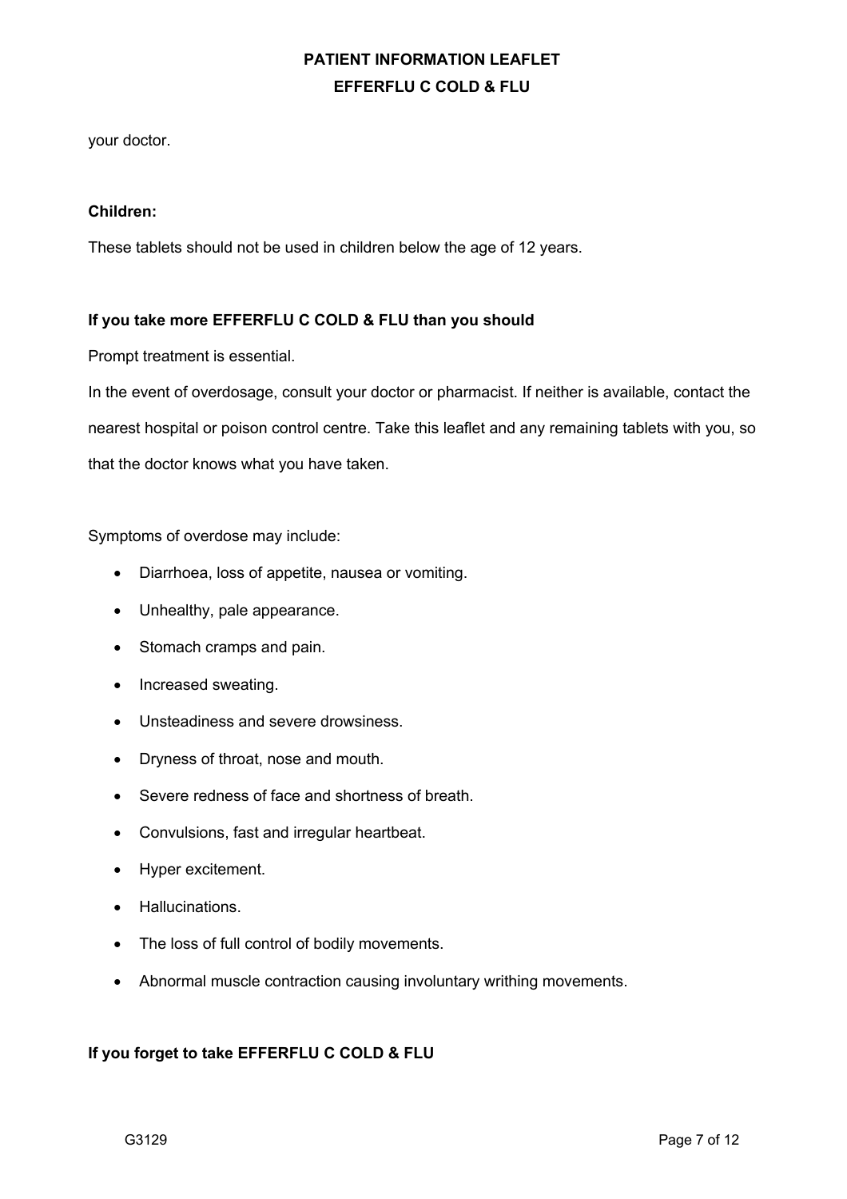your doctor.

**Children:**

These tablets should not be used in children below the age of 12 years.

**If you take more EFFERFLU C COLD & FLU than you should**

Prompt treatment is essential.

In the event of overdosage, consult your doctor or pharmacist. If neither is available, contact the nearest hospital or poison control centre. Take this leaflet and any remaining tablets with you, so that the doctor knows what you have taken.

Symptoms of overdose may include:

- Diarrhoea, loss of appetite, nausea or vomiting.
- Unhealthy, pale appearance.
- Stomach cramps and pain.
- Increased sweating.
- Unsteadiness and severe drowsiness.
- Dryness of throat, nose and mouth.
- Severe redness of face and shortness of breath.
- Convulsions, fast and irregular heartbeat.
- Hyper excitement.
- Hallucinations.
- The loss of full control of bodily movements.
- Abnormal muscle contraction causing involuntary writhing movements.

**If you forget to take EFFERFLU C COLD & FLU**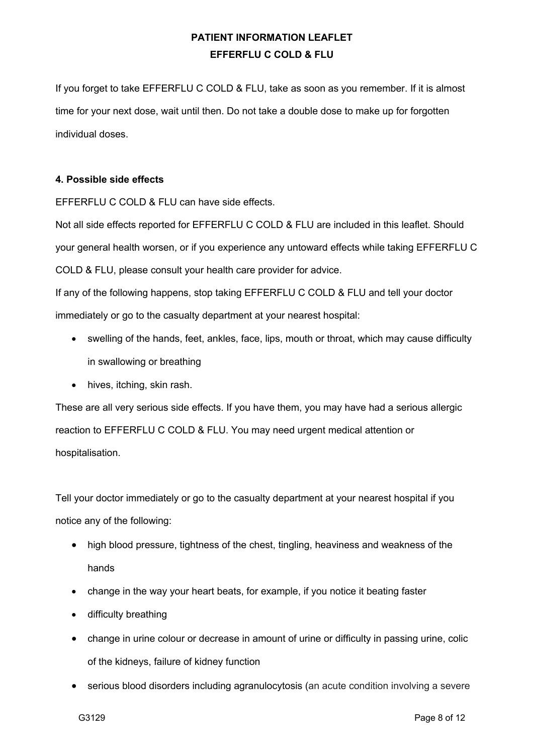If you forget to take EFFERFLU C COLD & FLU, take as soon as you remember. If it is almost time for your next dose, wait until then. Do not take a double dose to make up for forgotten individual doses.

**4. Possible side effects**

EFFERFLU C COLD & FLU can have side effects.

Not all side effects reported for EFFERFLU C COLD & FLU are included in this leaflet. Should your general health worsen, or if you experience any untoward effects while taking EFFERFLU C COLD & FLU, please consult your health care provider for advice.

If any of the following happens, stop taking EFFERFLU C COLD & FLU and tell your doctor immediately or go to the casualty department at your nearest hospital:

- swelling of the hands, feet, ankles, face, lips, mouth or throat, which may cause difficulty in swallowing or breathing
- hives, itching, skin rash.

These are all very serious side effects. If you have them, you may have had a serious allergic reaction to EFFERFLU C COLD & FLU. You may need urgent medical attention or hospitalisation.

Tell your doctor immediately or go to the casualty department at your nearest hospital if you notice any of the following:

- high blood pressure, tightness of the chest, tingling, heaviness and weakness of the hands
- change in the way your heart beats, for example, if you notice it beating faster
- difficulty breathing
- change in urine colour or decrease in amount of urine or difficulty in passing urine, colic of the kidneys, failure of kidney function
- serious blood disorders including agranulocytosis (an acute condition involving a severe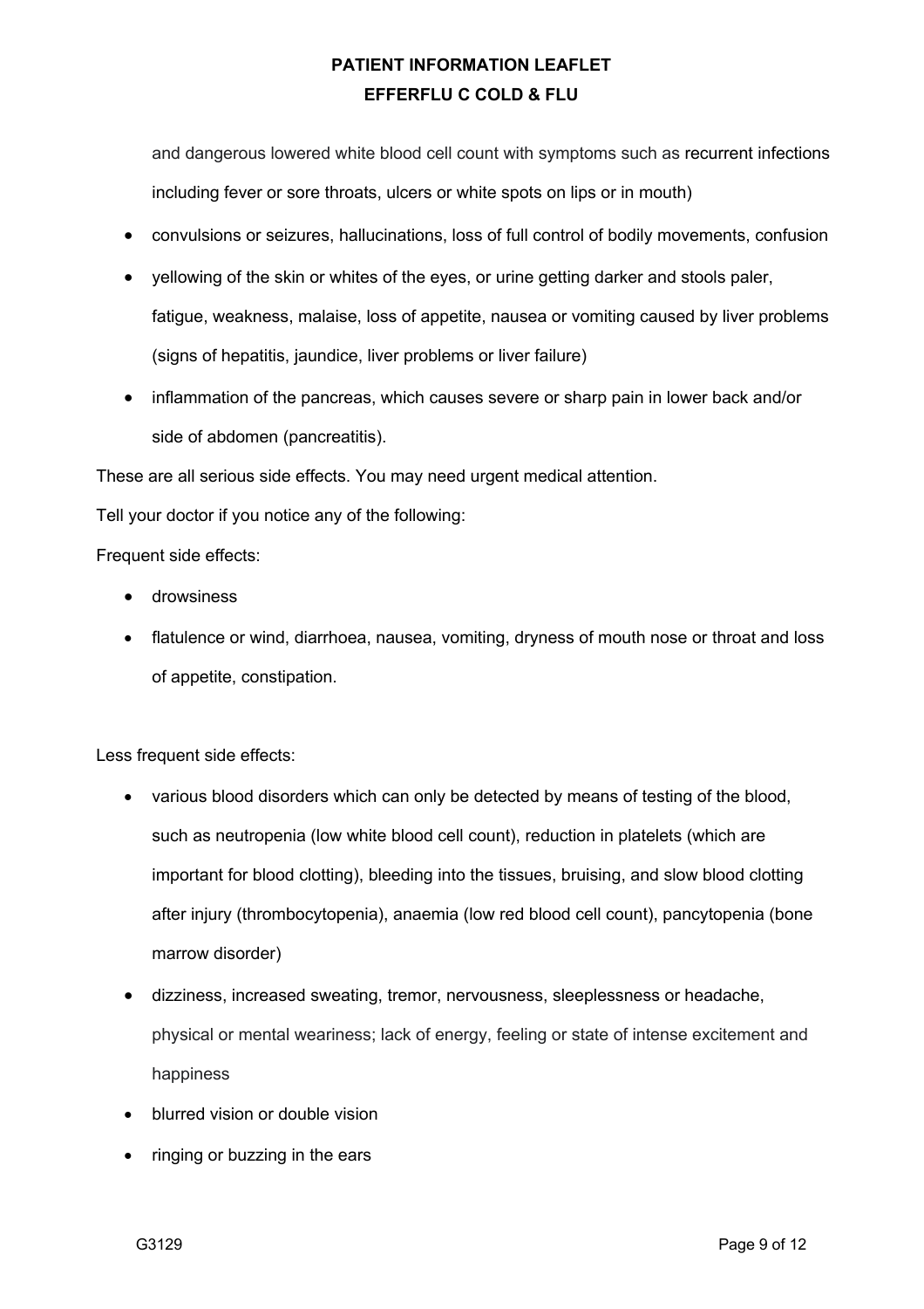and dangerous lowered white blood cell count with symptoms such as recurrent infections including fever or sore throats, ulcers or white spots on lips or in mouth)

- convulsions or seizures, hallucinations, loss of full control of bodily movements, confusion
- yellowing of the skin or whites of the eyes, or urine getting darker and stools paler, fatigue, weakness, malaise, loss of appetite, nausea or vomiting caused by liver problems (signs of hepatitis, jaundice, liver problems or liver failure)
- inflammation of the pancreas, which causes severe or sharp pain in lower back and/or side of abdomen (pancreatitis).

These are all serious side effects. You may need urgent medical attention.

Tell your doctor if you notice any of the following:

Frequent side effects:

- drowsiness
- flatulence or wind, diarrhoea, nausea, vomiting, dryness of mouth nose or throat and loss of appetite, constipation.

Less frequent side effects:

- various blood disorders which can only be detected by means of testing of the blood, such as neutropenia (low white blood cell count), reduction in platelets (which are important for blood clotting), bleeding into the tissues, bruising, and slow blood clotting after injury (thrombocytopenia), anaemia (low red blood cell count), pancytopenia (bone marrow disorder)
- dizziness, increased sweating, tremor, nervousness, sleeplessness or headache, physical or mental weariness; lack of energy, feeling or state of intense excitement and happiness
- blurred vision or double vision
- ringing or buzzing in the ears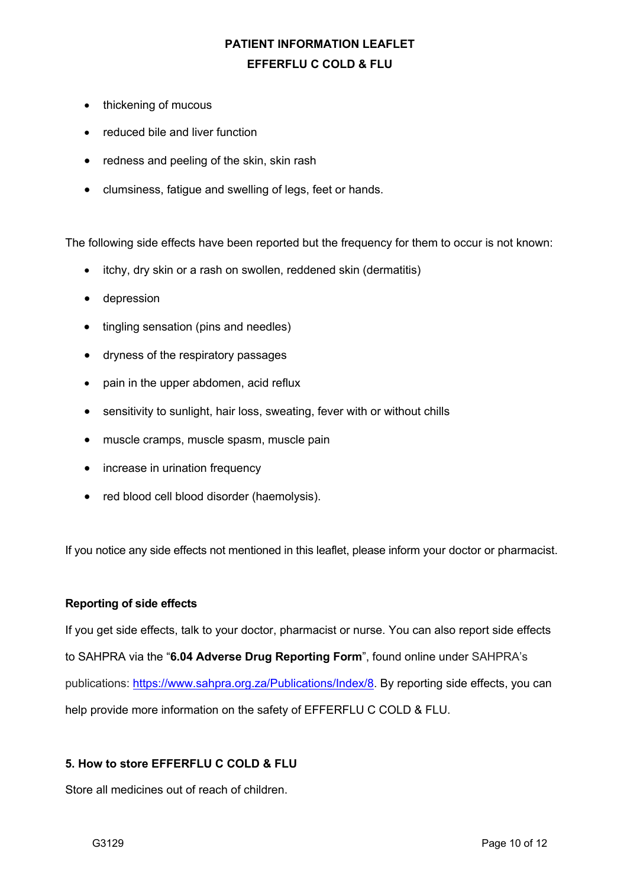- thickening of mucous
- reduced bile and liver function
- redness and peeling of the skin, skin rash
- clumsiness, fatigue and swelling of legs, feet or hands.

The following side effects have been reported but the frequency for them to occur is not known:

- itchy, dry skin or a rash on swollen, reddened skin (dermatitis)
- depression
- tingling sensation (pins and needles)
- dryness of the respiratory passages
- pain in the upper abdomen, acid reflux
- sensitivity to sunlight, hair loss, sweating, fever with or without chills
- muscle cramps, muscle spasm, muscle pain
- increase in urination frequency
- red blood cell blood disorder (haemolysis).

If you notice any side effects not mentioned in this leaflet, please inform your doctor or pharmacist.

**Reporting of side effects**

If you get side effects, talk to your doctor, pharmacist or nurse. You can also report side effects to SAHPRA via the "**6.04 Adverse Drug Reporting Form**", found online under SAHPRA's publications: https://www.sahpra.org.za/Publications/Index/8. By reporting side effects, you can help provide more information on the safety of EFFERFLU C COLD & FLU.

## 5. How to store EFFERFLU C COLD & FLU

Store all medicines out of reach of children.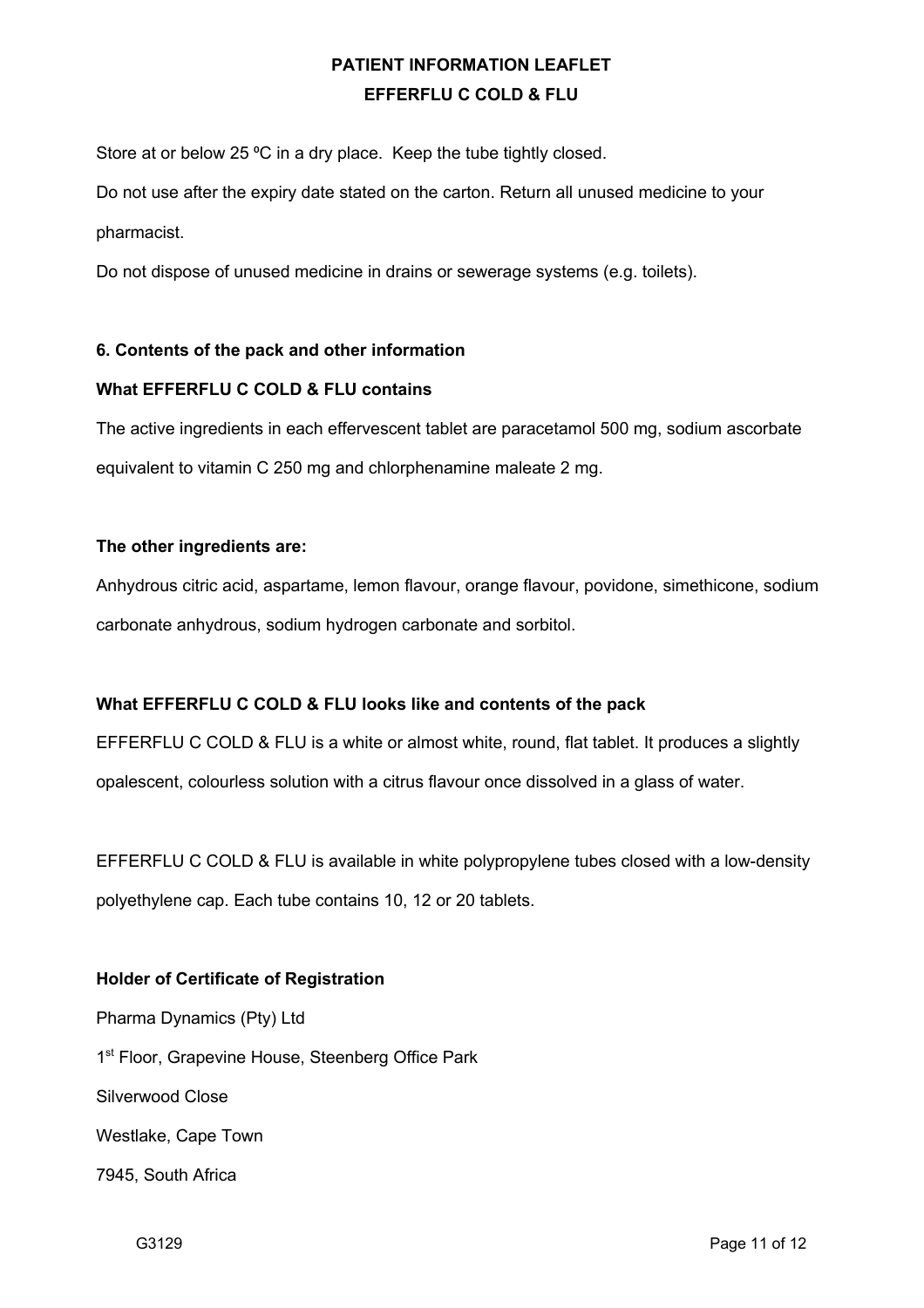Store at or below 25 ºC in a dry place. Keep the tube tightly closed.

Do not use after the expiry date stated on the carton. Return all unused medicine to your pharmacist.

Do not dispose of unused medicine in drains or sewerage systems (e.g. toilets).

## 6. Contents of the pack and other information

### What EFFERFLU C COLD & FLU contains

The active ingredients in each effervescent tablet are paracetamol 500 mg, sodium ascorbate equivalent to vitamin C 250 mg and chlorphenamine maleate 2 mg.

**The other ingredients are:**

Anhydrous citric acid, aspartame, lemon flavour, orange flavour, povidone, simethicone, sodium carbonate anhydrous, sodium hydrogen carbonate and sorbitol.

### What EFFERFLU C COLD & FLU looks like and contents of the pack

EFFERFLU C COLD & FLU is a white or almost white, round, flat tablet. It produces a slightly opalescent, colourless solution with a citrus flavour once dissolved in a glass of water.

EFFERFLU C COLD & FLU is available in white polypropylene tubes closed with a low-density polyethylene cap. Each tube contains 10, 12 or 20 tablets.

### Holder of Certificate of Registration

Pharma Dynamics (Pty) Ltd

1st Floor, Grapevine House, Steenberg Office Park

Silverwood Close

Westlake, Cape Town

7945, South Africa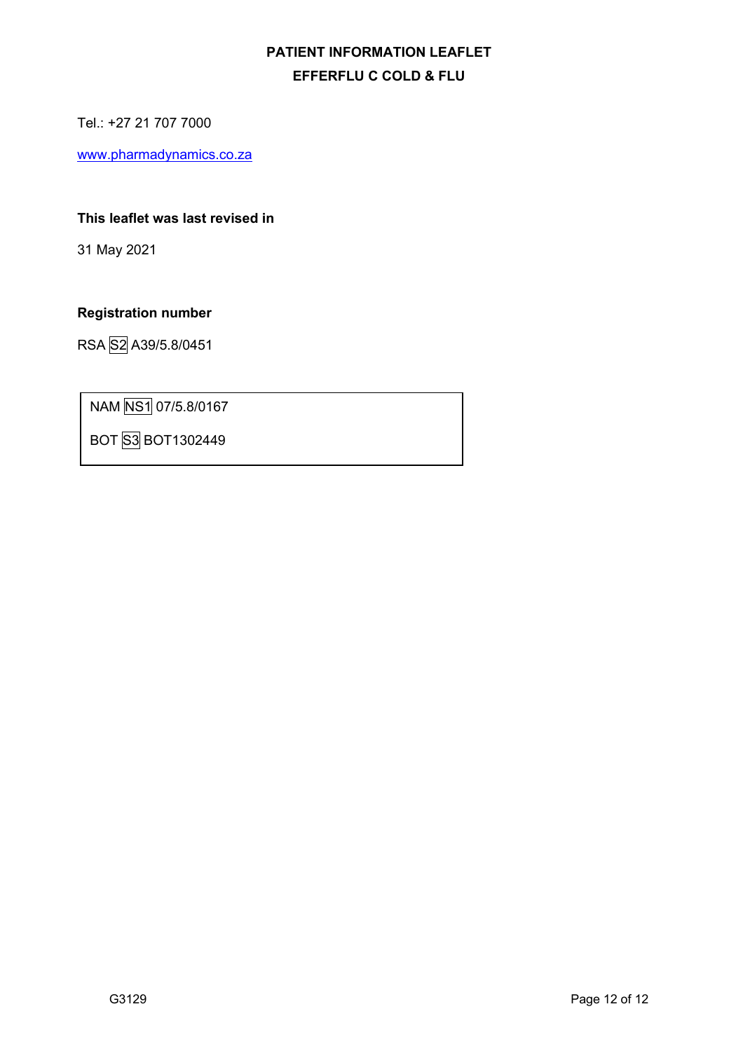Tel.: +27 21 707 7000

www.pharmadynamics.co.za

**This leaflet was last revised in**

31 May 2021

**Registration number**

RSA S2 A39/5.8/0451

NAM NS1 07/5.8/0167

BOT S3 BOT1302449

G3129